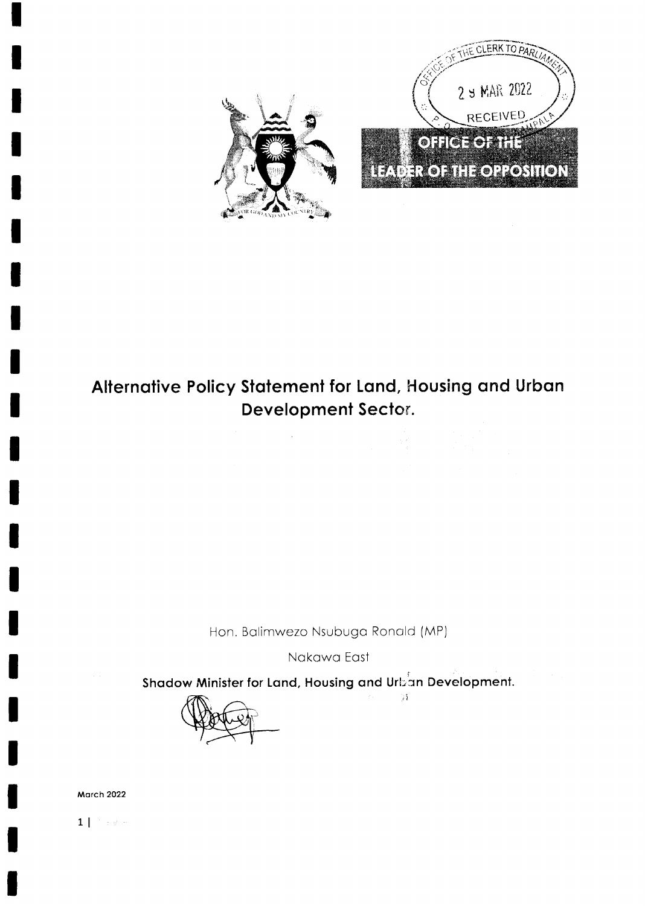OFFICE OF THE CLERK TO PARLIAMENT

2 9 MAR 2022

RECEIVED

**OFFICE OF THE LEADER OF THE OPPOSITION**

# Alternative Policy Statement for Land, Housing and Urban Development Sector.

Hon. Balimwezo Nsubuga Ronald (MP)

Nakawa East

**Shadow Minister for Land, Housing and Urban Development.**

**March 2022**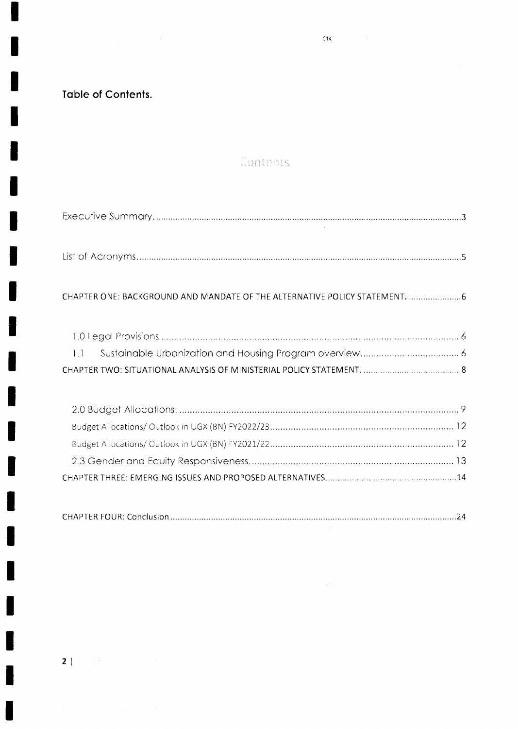**Table of Contents.**

Contents

Executive Summary. .......................................................................................................................... 3

List of Acronyms. ............................................................................................................................. 5

CHAPTER ONE: BACKGROUND AND MANDATE OF THE ALTERNATIVE POLICY STATEMENT. ...................... 6

1.0 Legal Provisions ..................................................................................................................... 6

1.1 Sustainable Urbanization and Housing Program overview....................................................... 6

CHAPTER TWO: SITUATIONAL ANALYSIS OF MINISTERIAL POLICY STATEMENT. ......................................... 8

2.0 Budget Allocations. ............................................................................................................. 9

Budget Allocations/ Outlook in UGX (BN) FY2022/23 ........................................................................ 12

Budget Allocations/ Outlook in UGX (BN) FY2021/22 ........................................................................ 12

2.3 Gender and Equity Responsiveness.................................................................................. 13

CHAPTER THREE: EMERGING ISSUES AND PROPOSED ALTERNATIVES....................................................... 14

CHAPTER FOUR: Conclusion ........................................................................................................ 24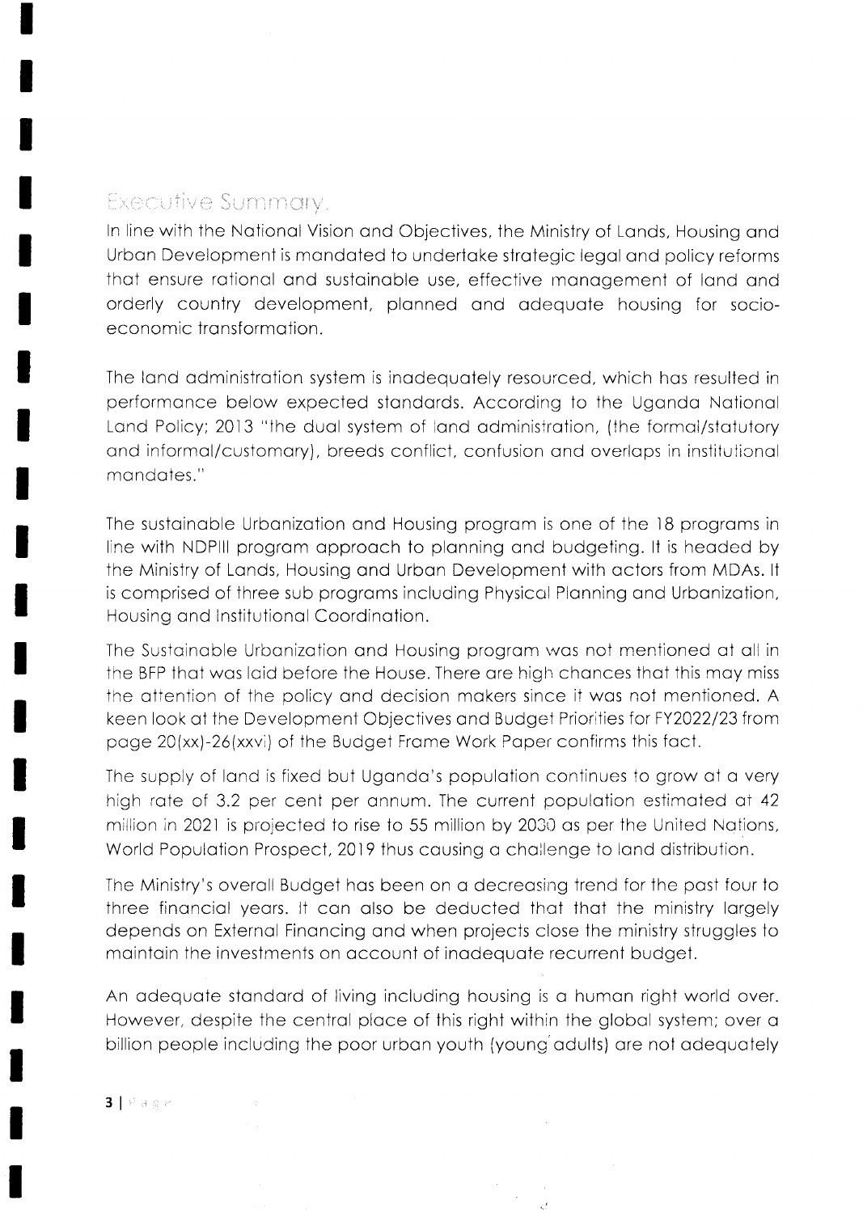## Executive Summary.

In line with the National Vision and Objectives, the Ministry of Lands, Housing and Urban Development is mandated to undertake strategic legal and policy reforms that ensure rational and sustainable use, effective management of land and orderly country development, planned and adequate housing for socio-economic transformation.

The land administration system is inadequately resourced, which has resulted in performance below expected standards. According to the Uganda National Land Policy; 2013 "the dual system of land administration, (the formal/statutory and informal/customary), breeds conflict, confusion and overlaps in institutional mandates."

The sustainable Urbanization and Housing program is one of the 18 programs in line with NDPIII program approach to planning and budgeting. It is headed by the Ministry of Lands, Housing and Urban Development with actors from MDAs. It is comprised of three sub programs including Physical Planning and Urbanization, Housing and Institutional Coordination.

The Sustainable Urbanization and Housing program was not mentioned at all in the BFP that was laid before the House. There are high chances that this may miss the attention of the policy and decision makers since it was not mentioned. A keen look at the Development Objectives and Budget Priorities for FY2022/23 from page 20(xx)-26(xxvi) of the Budget Frame Work Paper confirms this fact.

The supply of land is fixed but Uganda's population continues to grow at a very high rate of 3.2 per cent per annum. The current population estimated at 42 million in 2021 is projected to rise to 55 million by 2030 as per the United Nations, World Population Prospect, 2019 thus causing a challenge to land distribution.

The Ministry's overall Budget has been on a decreasing trend for the past four to three financial years. It can also be deducted that that the ministry largely depends on External Financing and when projects close the ministry struggles to maintain the investments on account of inadequate recurrent budget.

An adequate standard of living including housing is a human right world over. However, despite the central place of this right within the global system; over a billion people including the poor urban youth (young adults) are not adequately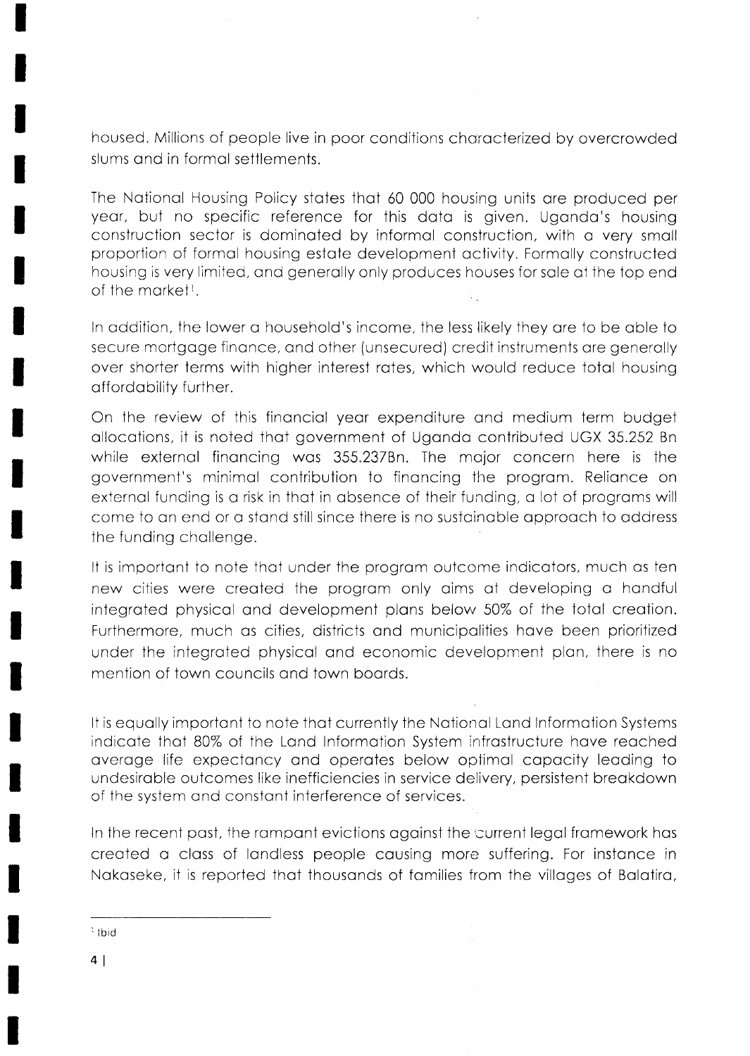housed. Millions of people live in poor conditions characterized by overcrowded slums and in formal settlements.

The National Housing Policy states that 60 000 housing units are produced per year, but no specific reference for this data is given. Uganda's housing construction sector is dominated by informal construction, with a very small proportion of formal housing estate development activity. Formally constructed housing is very limited, and generally only produces houses for sale at the top end of the market[1].

In addition, the lower a household's income, the less likely they are to be able to secure mortgage finance, and other (unsecured) credit instruments are generally over shorter terms with higher interest rates, which would reduce total housing affordability further.

On the review of this financial year expenditure and medium term budget allocations, it is noted that government of Uganda contributed UGX 35.252 Bn while external financing was 355.237Bn. The major concern here is the government's minimal contribution to financing the program. Reliance on external funding is a risk in that in absence of their funding, a lot of programs will come to an end or a stand still since there is no sustainable approach to address the funding challenge.

It is important to note that under the program outcome indicators, much as ten new cities were created the program only aims at developing a handful integrated physical and development plans below 50% of the total creation. Furthermore, much as cities, districts and municipalities have been prioritized under the integrated physical and economic development plan, there is no mention of town councils and town boards.

It is equally important to note that currently the National Land Information Systems indicate that 80% of the Land Information System infrastructure have reached average life expectancy and operates below optimal capacity leading to undesirable outcomes like inefficiencies in service delivery, persistent breakdown of the system and constant interference of services.

In the recent past, the rampant evictions against the current legal framework has created a class of landless people causing more suffering. For instance in Nakaseke, it is reported that thousands of families from the villages of Balatira,

---

[1] Ibid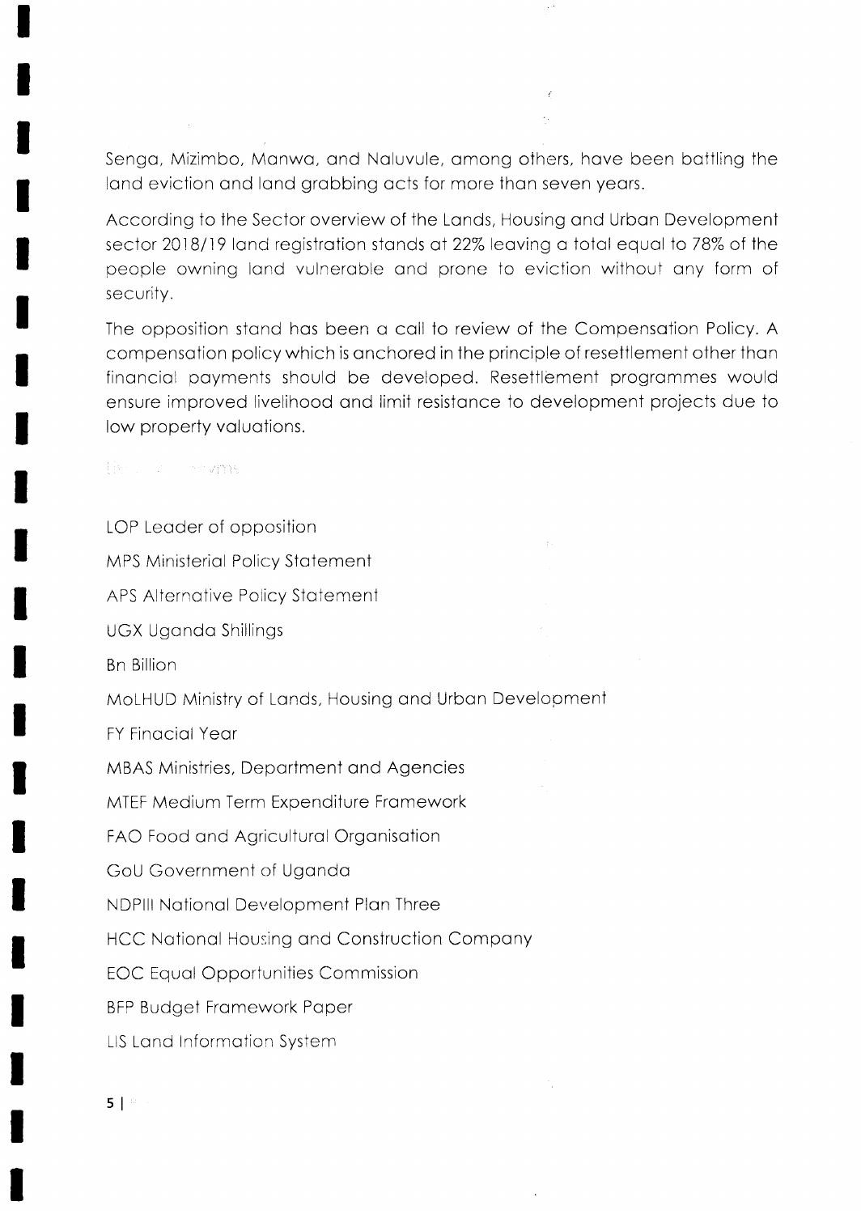Senga, Mizimbo, Manwa, and Naluvule, among others, have been battling the land eviction and land grabbing acts for more than seven years.

According to the Sector overview of the Lands, Housing and Urban Development sector 2018/19 land registration stands at 22% leaving a total equal to 78% of the people owning land vulnerable and prone to eviction without any form of security.

The opposition stand has been a call to review of the Compensation Policy. A compensation policy which is anchored in the principle of resettlement other than financial payments should be developed. Resettlement programmes would ensure improved livelihood and limit resistance to development projects due to low property valuations.

List of Acronyms

LOP Leader of opposition

MPS Ministerial Policy Statement

APS Alternative Policy Statement

UGX Uganda Shillings

Bn Billion

MoLHUD Ministry of Lands, Housing and Urban Development

FY Finacial Year

MBAS Ministries, Department and Agencies

MTEF Medium Term Expenditure Framework

FAO Food and Agricultural Organisation

GoU Government of Uganda

NDPIII National Development Plan Three

HCC National Housing and Construction Company

EOC Equal Opportunities Commission

BFP Budget Framework Paper

LIS Land Information System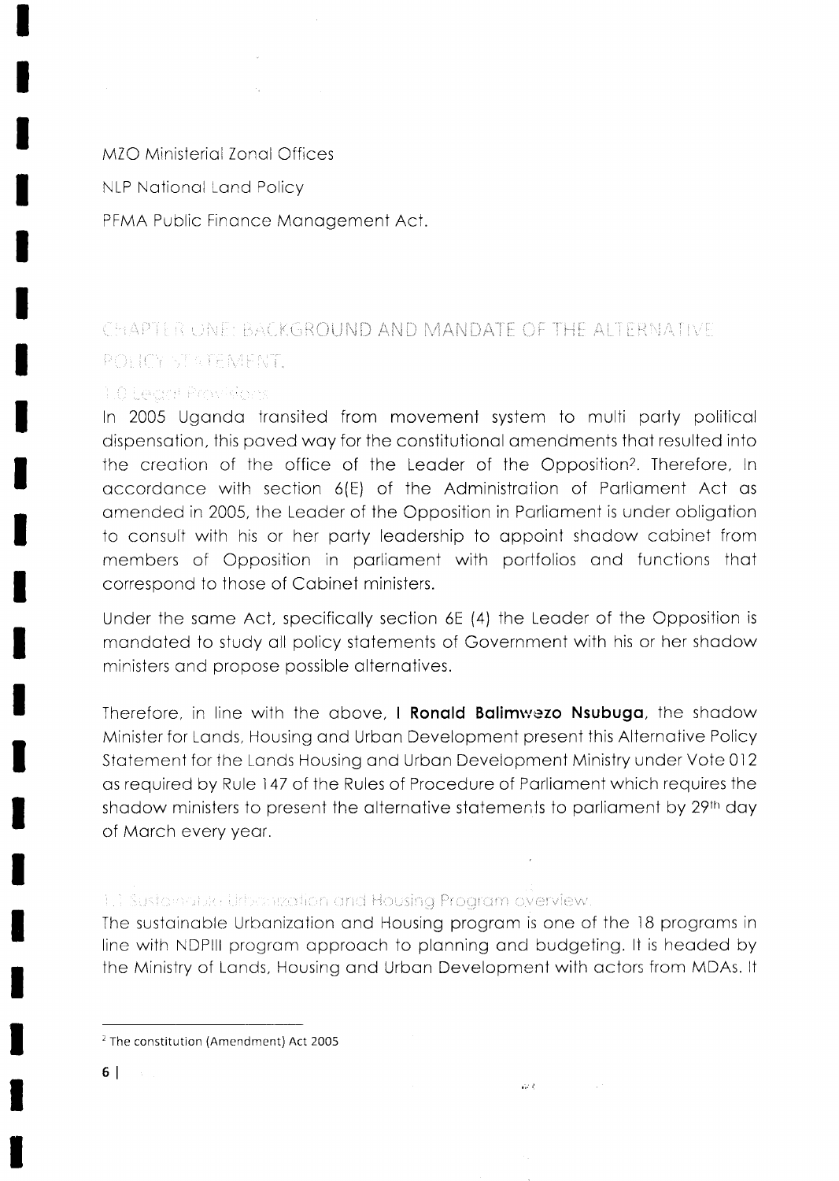MZO Ministerial Zonal Offices

NLP National Land Policy

PFMA Public Finance Management Act.

# CHAPTER ONE: BACKGROUND AND MANDATE OF THE ALTERNATIVE POLICY STATEMENT.

## 1.0 Legal Provisions

In 2005 Uganda transited from movement system to multi party political dispensation, this paved way for the constitutional amendments that resulted into the creation of the office of the Leader of the Opposition[2]. Therefore, In accordance with section 6(E) of the Administration of Parliament Act as amended in 2005, the Leader of the Opposition in Parliament is under obligation to consult with his or her party leadership to appoint shadow cabinet from members of Opposition in parliament with portfolios and functions that correspond to those of Cabinet ministers.

Under the same Act, specifically section 6E (4) the Leader of the Opposition is mandated to study all policy statements of Government with his or her shadow ministers and propose possible alternatives.

Therefore, in line with the above, I **Ronald Balimwezo Nsubuga**, the shadow Minister for Lands, Housing and Urban Development present this Alternative Policy Statement for the Lands Housing and Urban Development Ministry under Vote 012 as required by Rule 147 of the Rules of Procedure of Parliament which requires the shadow ministers to present the alternative statements to parliament by 29th day of March every year.

## 1.1 Sustainable Urbanization and Housing Program overview.

The sustainable Urbanization and Housing program is one of the 18 programs in line with NDPIII program approach to planning and budgeting. It is headed by the Ministry of Lands, Housing and Urban Development with actors from MDAs. It

---

[2] The constitution (Amendment) Act 2005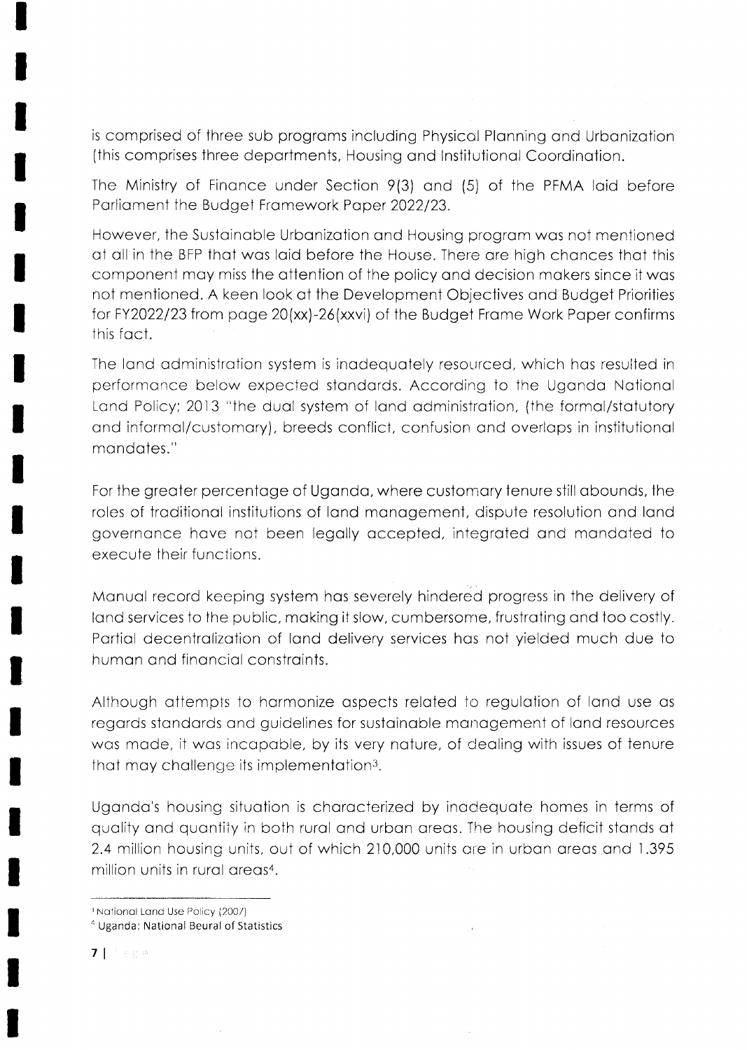is comprised of three sub programs including Physical Planning and Urbanization (this comprises three departments, Housing and Institutional Coordination.

The Ministry of Finance under Section 9(3) and (5) of the PFMA laid before Parliament the Budget Framework Paper 2022/23.

However, the Sustainable Urbanization and Housing program was not mentioned at all in the BFP that was laid before the House. There are high chances that this component may miss the attention of the policy and decision makers since it was not mentioned. A keen look at the Development Objectives and Budget Priorities for FY2022/23 from page 20(xx)-26(xxvi) of the Budget Frame Work Paper confirms this fact.

The land administration system is inadequately resourced, which has resulted in performance below expected standards. According to the Uganda National Land Policy; 2013 "the dual system of land administration, (the formal/statutory and informal/customary), breeds conflict, confusion and overlaps in institutional mandates."

For the greater percentage of Uganda, where customary tenure still abounds, the roles of traditional institutions of land management, dispute resolution and land governance have not been legally accepted, integrated and mandated to execute their functions.

Manual record keeping system has severely hindered progress in the delivery of land services to the public, making it slow, cumbersome, frustrating and too costly. Partial decentralization of land delivery services has not yielded much due to human and financial constraints.

Although attempts to harmonize aspects related to regulation of land use as regards standards and guidelines for sustainable management of land resources was made, it was incapable, by its very nature, of dealing with issues of tenure that may challenge its implementation[3].

Uganda's housing situation is characterized by inadequate homes in terms of quality and quantity in both rural and urban areas. The housing deficit stands at 2.4 million housing units, out of which 210,000 units are in urban areas and 1.395 million units in rural areas[4].

---

[3] National Land Use Policy (2007)

[4] Uganda: National Beural of Statistics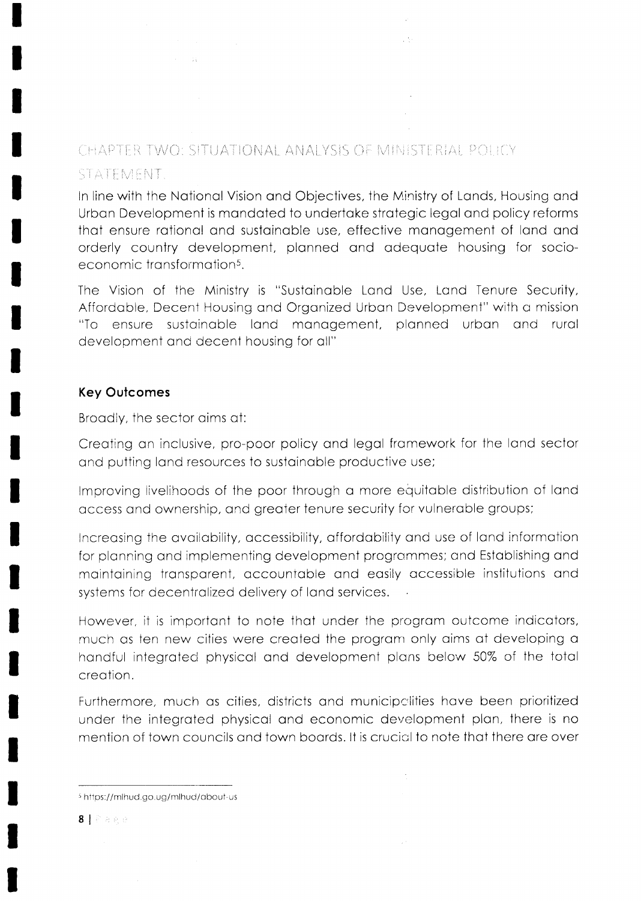## CHAPTER TWO: SITUATIONAL ANALYSIS OF MINISTERIAL POLICY STATEMENT.

In line with the National Vision and Objectives, the Ministry of Lands, Housing and Urban Development is mandated to undertake strategic legal and policy reforms that ensure rational and sustainable use, effective management of land and orderly country development, planned and adequate housing for socio-economic transformation[5].

The Vision of the Ministry is "Sustainable Land Use, Land Tenure Security, Affordable, Decent Housing and Organized Urban Development" with a mission "To ensure sustainable land management, planned urban and rural development and decent housing for all"

### Key Outcomes

Broadly, the sector aims at:

Creating an inclusive, pro-poor policy and legal framework for the land sector and putting land resources to sustainable productive use;

Improving livelihoods of the poor through a more equitable distribution of land access and ownership, and greater tenure security for vulnerable groups;

Increasing the availability, accessibility, affordability and use of land information for planning and implementing development programmes; and Establishing and maintaining transparent, accountable and easily accessible institutions and systems for decentralized delivery of land services.

However, it is important to note that under the program outcome indicators, much as ten new cities were created the program only aims at developing a handful integrated physical and development plans below 50% of the total creation.

Furthermore, much as cities, districts and municipalities have been prioritized under the integrated physical and economic development plan, there is no mention of town councils and town boards. It is crucial to note that there are over

---

[5] https://mlhud.go.ug/mlhud/about-us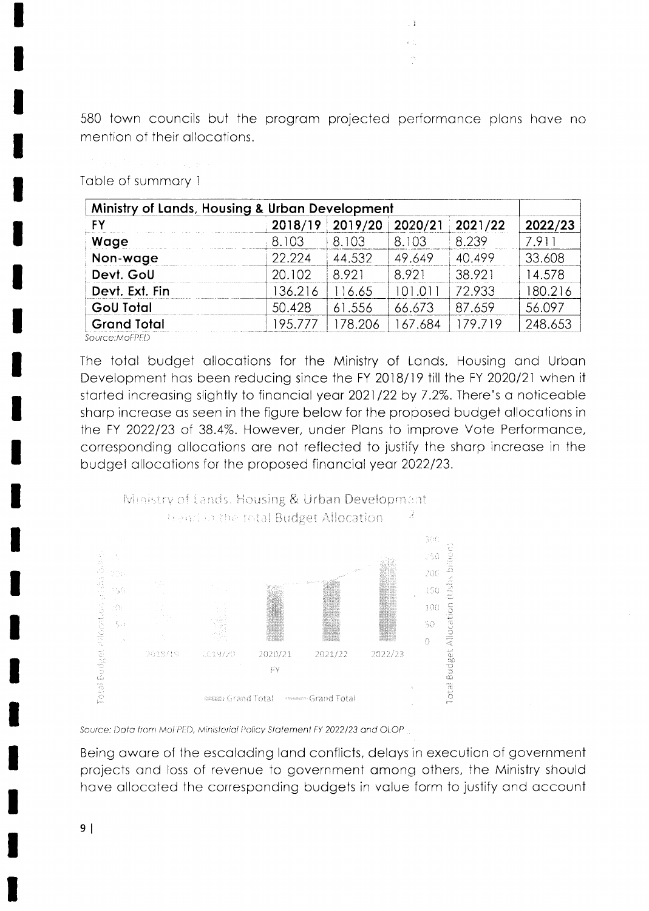580 town councils but the program projected performance plans have no mention of their allocations.

Table of summary 1

| Ministry of Lands, Housing & Urban Development | | | | | |
|---|---|---|---|---|---|
| **FY** | **2018/19** | **2019/20** | **2020/21** | **2021/22** | **2022/23** |
| **Wage** | 8.103 | 8.103 | 8.103 | 8.239 | 7.911 |
| **Non-wage** | 22.224 | 44.532 | 49.649 | 40.499 | 33.608 |
| **Devt. GoU** | 20.102 | 8.921 | 8.921 | 38.921 | 14.578 |
| **Devt. Ext. Fin** | 136.216 | 116.65 | 101.011 | 72.933 | 180.216 |
| **GoU Total** | 50.428 | 61.556 | 66.673 | 87.659 | 56.097 |
| **Grand Total** | 195.777 | 178.206 | 167.684 | 179.719 | 248.653 |

*Source:MoFPED*

The total budget allocations for the Ministry of Lands, Housing and Urban Development has been reducing since the FY 2018/19 till the FY 2020/21 when it started increasing slightly to financial year 2021/22 by 7.2%. There's a noticeable sharp increase as seen in the figure below for the proposed budget allocations in the FY 2022/23 of 38.4%. However, under Plans to improve Vote Performance, corresponding allocations are not reflected to justify the sharp increase in the budget allocations for the proposed financial year 2022/23.

Ministry of Lands, Housing & Urban Development Trend in the total Budget Allocation

*Source: Data from MoFPED, Ministerial Policy Statement FY 2022/23 and OLOP*

Being aware of the escalading land conflicts, delays in execution of government projects and loss of revenue to government among others, the Ministry should have allocated the corresponding budgets in value form to justify and account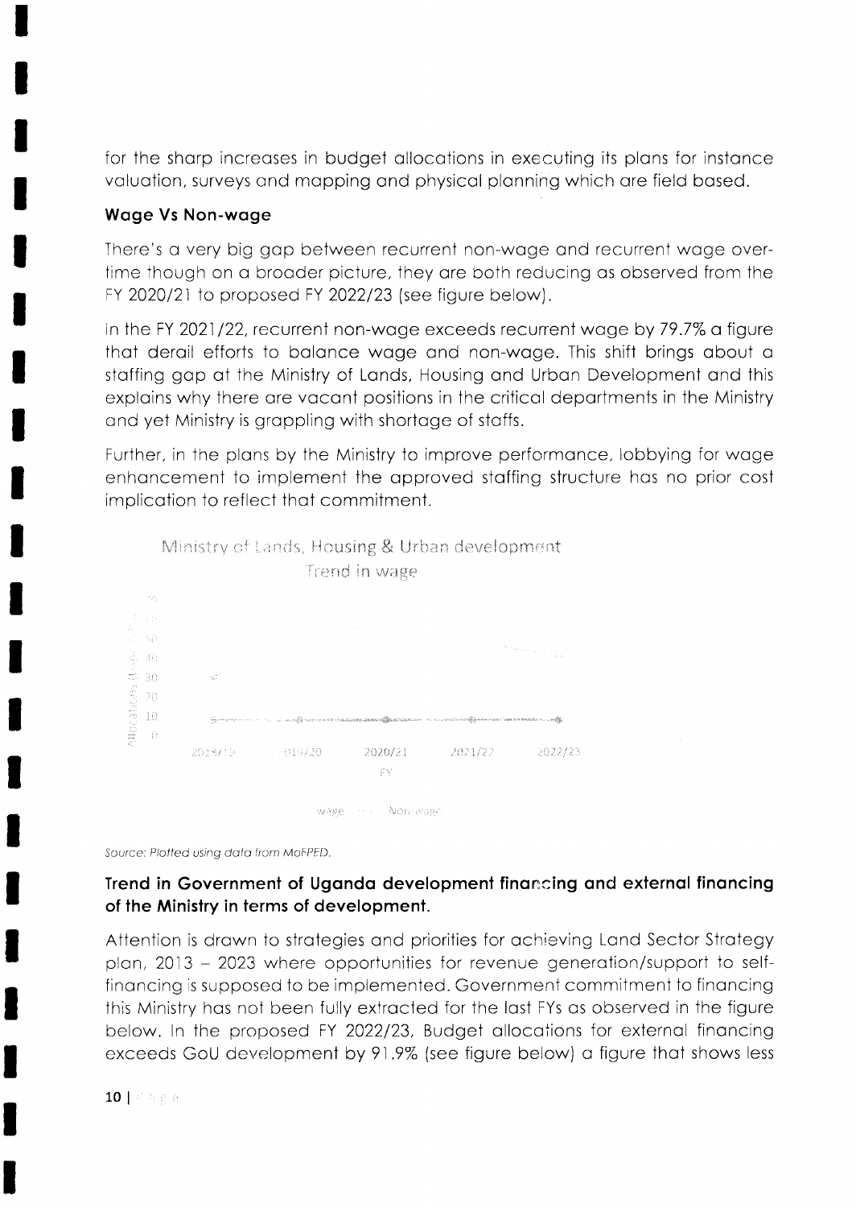for the sharp increases in budget allocations in executing its plans for instance valuation, surveys and mapping and physical planning which are field based.

### Wage Vs Non-wage

There's a very big gap between recurrent non-wage and recurrent wage over-time though on a broader picture, they are both reducing as observed from the FY 2020/21 to proposed FY 2022/23 (see figure below).

In the FY 2021/22, recurrent non-wage exceeds recurrent wage by 79.7% a figure that derail efforts to balance wage and non-wage. This shift brings about a staffing gap at the Ministry of Lands, Housing and Urban Development and this explains why there are vacant positions in the critical departments in the Ministry and yet Ministry is grappling with shortage of staffs.

Further, in the plans by the Ministry to improve performance, lobbying for wage enhancement to implement the approved staffing structure has no prior cost implication to reflect that commitment.

Ministry of Lands, Housing & Urban development

Trend in wage

*Source: Plotted using data from MoFPED.*

### Trend in Government of Uganda development financing and external financing of the Ministry in terms of development.

Attention is drawn to strategies and priorities for achieving Land Sector Strategy plan, 2013 – 2023 where opportunities for revenue generation/support to self-financing is supposed to be implemented. Government commitment to financing this Ministry has not been fully extracted for the last FYs as observed in the figure below. In the proposed FY 2022/23, Budget allocations for external financing exceeds GoU development by 91.9% (see figure below) a figure that shows less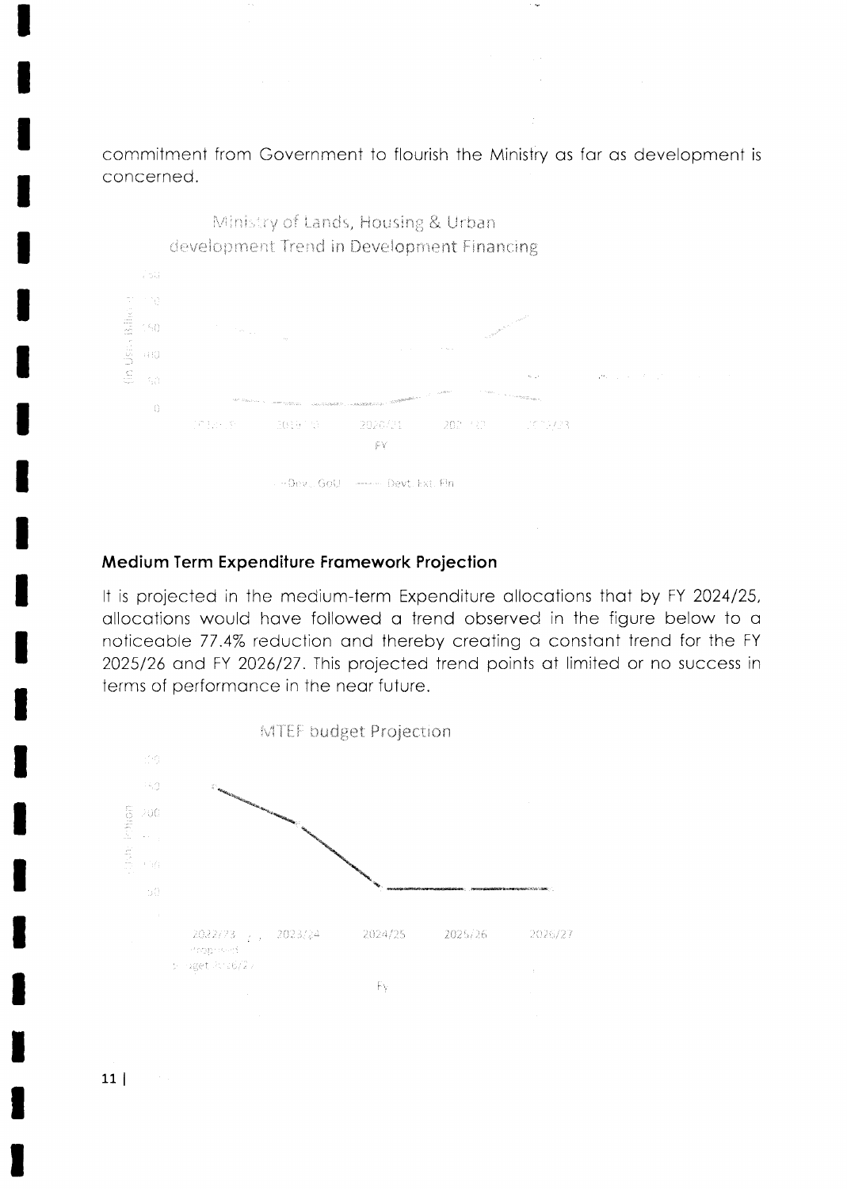commitment from Government to flourish the Ministry as far as development is concerned.

Ministry of Lands, Housing & Urban development Trend in Development Financing

## Medium Term Expenditure Framework Projection

It is projected in the medium-term Expenditure allocations that by FY 2024/25, allocations would have followed a trend observed in the figure below to a noticeable 77.4% reduction and thereby creating a constant trend for the FY 2025/26 and FY 2026/27. This projected trend points at limited or no success in terms of performance in the near future.

MTEF budget Projection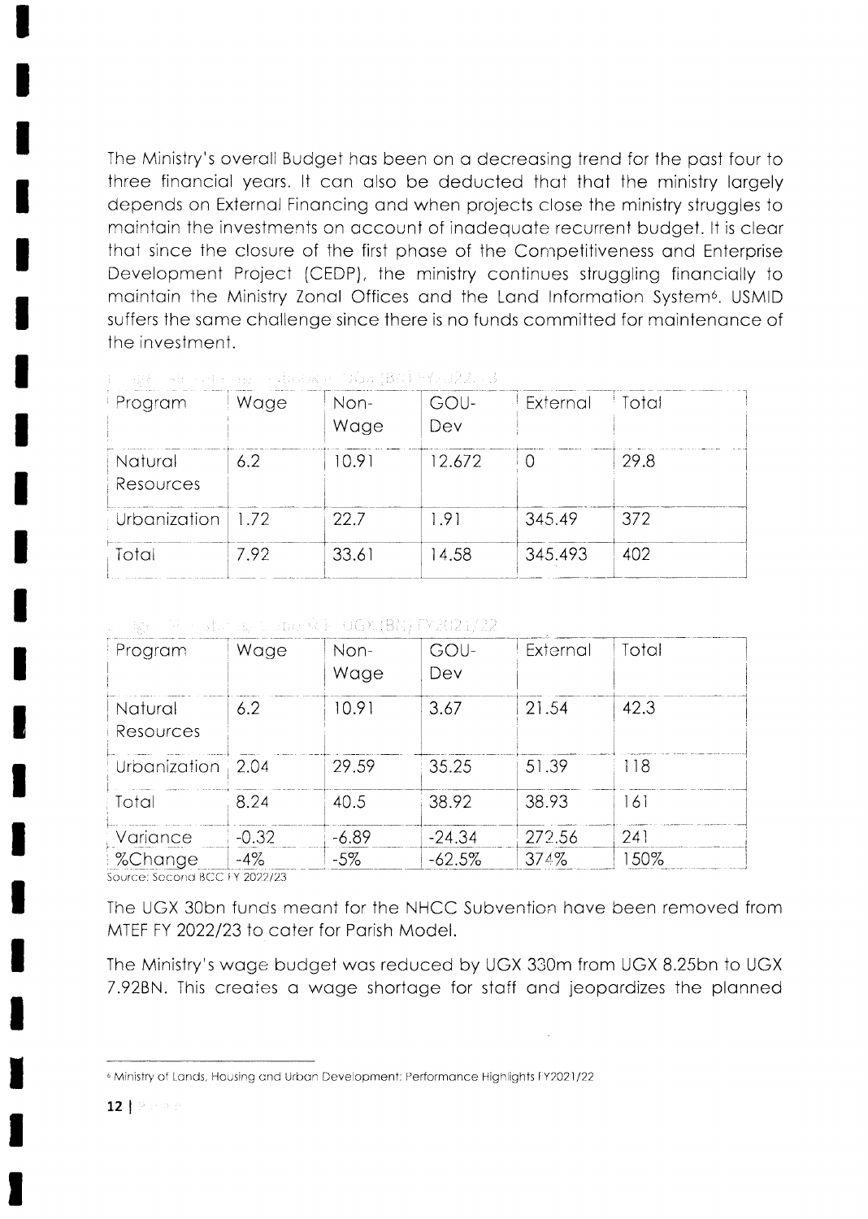The Ministry's overall Budget has been on a decreasing trend for the past four to three financial years. It can also be deducted that that the ministry largely depends on External Financing and when projects close the ministry struggles to maintain the investments on account of inadequate recurrent budget. It is clear that since the closure of the first phase of the Competitiveness and Enterprise Development Project (CEDP), the ministry continues struggling financially to maintain the Ministry Zonal Offices and the Land Information System[6]. USMID suffers the same challenge since there is no funds committed for maintenance of the investment.

| Program | Wage | Non-Wage | GOU-Dev | External | Total |
|---|---|---|---|---|---|
| Natural Resources | 6.2 | 10.91 | 12.672 | 0 | 29.8 |
| Urbanization | 1.72 | 22.7 | 1.91 | 345.49 | 372 |
| Total | 7.92 | 33.61 | 14.58 | 345.493 | 402 |

| Program | Wage | Non-Wage | GOU-Dev | External | Total |
|---|---|---|---|---|---|
| Natural Resources | 6.2 | 10.91 | 3.67 | 21.54 | 42.3 |
| Urbanization | 2.04 | 29.59 | 35.25 | 51.39 | 118 |
| Total | 8.24 | 40.5 | 38.92 | 38.93 | 161 |
| Variance | -0.32 | -6.89 | -24.34 | 272.56 | 241 |
| %Change | -4% | -5% | -62.5% | 374% | 150% |

Source: Second BCC FY 2022/23

The UGX 30bn funds meant for the NHCC Subvention have been removed from MTEF FY 2022/23 to cater for Parish Model.

The Ministry's wage budget was reduced by UGX 330m from UGX 8.25bn to UGX 7.92BN. This creates a wage shortage for staff and jeopardizes the planned

[6] Ministry of Lands, Housing and Urban Development: Performance Highlights FY2021/22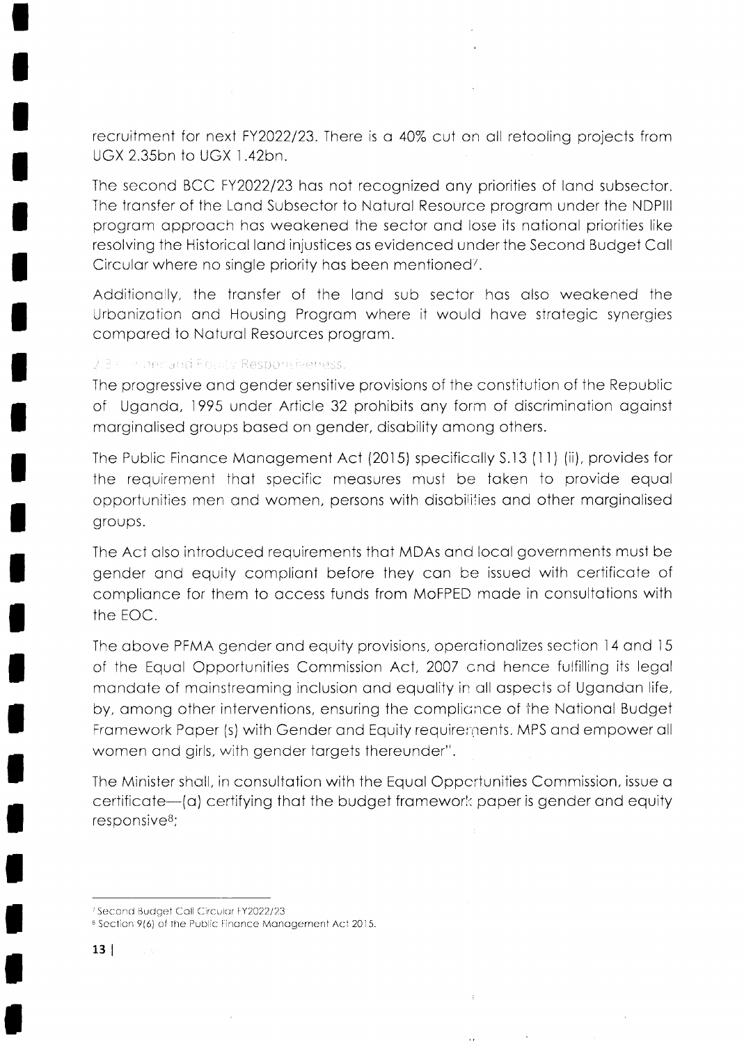recruitment for next FY2022/23. There is a 40% cut on all retooling projects from UGX 2.35bn to UGX 1.42bn.

The second BCC FY2022/23 has not recognized any priorities of land subsector. The transfer of the Land Subsector to Natural Resource program under the NDPIII program approach has weakened the sector and lose its national priorities like resolving the Historical land injustices as evidenced under the Second Budget Call Circular where no single priority has been mentioned[7].

Additionally, the transfer of the land sub sector has also weakened the Urbanization and Housing Program where it would have strategic synergies compared to Natural Resources program.

### 2.3 Gender and Equity Responsiveness.

The progressive and gender sensitive provisions of the constitution of the Republic of Uganda, 1995 under Article 32 prohibits any form of discrimination against marginalised groups based on gender, disability among others.

The Public Finance Management Act (2015) specifically S.13 (11) (ii), provides for the requirement that specific measures must be taken to provide equal opportunities men and women, persons with disabilities and other marginalised groups.

The Act also introduced requirements that MDAs and local governments must be gender and equity compliant before they can be issued with certificate of compliance for them to access funds from MoFPED made in consultations with the EOC.

The above PFMA gender and equity provisions, operationalizes section 14 and 15 of the Equal Opportunities Commission Act, 2007 and hence fulfilling its legal mandate of mainstreaming inclusion and equality in all aspects of Ugandan life, by, among other interventions, ensuring the compliance of the National Budget Framework Paper (s) with Gender and Equity requirements. MPS and empower all women and girls, with gender targets thereunder".

The Minister shall, in consultation with the Equal Opportunities Commission, issue a certificate—(a) certifying that the budget framework paper is gender and equity responsive[8];

---

[7] Second Budget Call Circular FY2022/23

[8] Section 9(6) of the Public Finance Management Act 2015.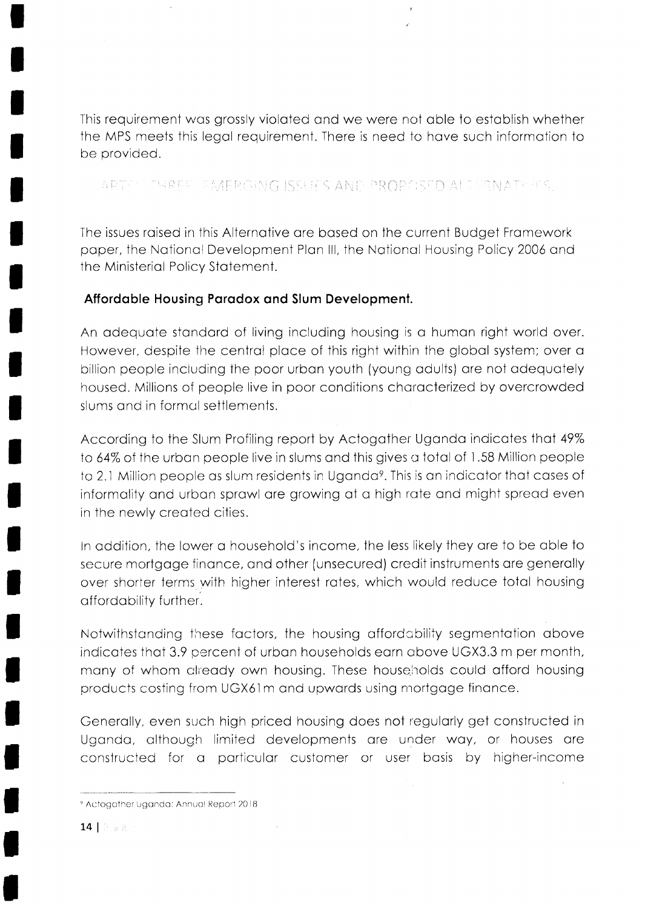This requirement was grossly violated and we were not able to establish whether the MPS meets this legal requirement. There is need to have such information to be provided.

## CHAPTER THREE: EMERGING ISSUES AND PROPOSED ALTERNATIVES.

The issues raised in this Alternative are based on the current Budget Framework paper, the National Development Plan III, the National Housing Policy 2006 and the Ministerial Policy Statement.

### Affordable Housing Paradox and Slum Development.

An adequate standard of living including housing is a human right world over. However, despite the central place of this right within the global system; over a billion people including the poor urban youth (young adults) are not adequately housed. Millions of people live in poor conditions characterized by overcrowded slums and in formal settlements.

According to the Slum Profiling report by Actogather Uganda indicates that 49% to 64% of the urban people live in slums and this gives a total of 1.58 Million people to 2.1 Million people as slum residents in Uganda[9]. This is an indicator that cases of informality and urban sprawl are growing at a high rate and might spread even in the newly created cities.

In addition, the lower a household's income, the less likely they are to be able to secure mortgage finance, and other (unsecured) credit instruments are generally over shorter terms with higher interest rates, which would reduce total housing affordability further.

Notwithstanding these factors, the housing affordability segmentation above indicates that 3.9 percent of urban households earn above UGX3.3 m per month, many of whom already own housing. These households could afford housing products costing from UGX61m and upwards using mortgage finance.

Generally, even such high priced housing does not regularly get constructed in Uganda, although limited developments are under way, or houses are constructed for a particular customer or user basis by higher-income

---

[9] Actogather Uganda: Annual Report 2018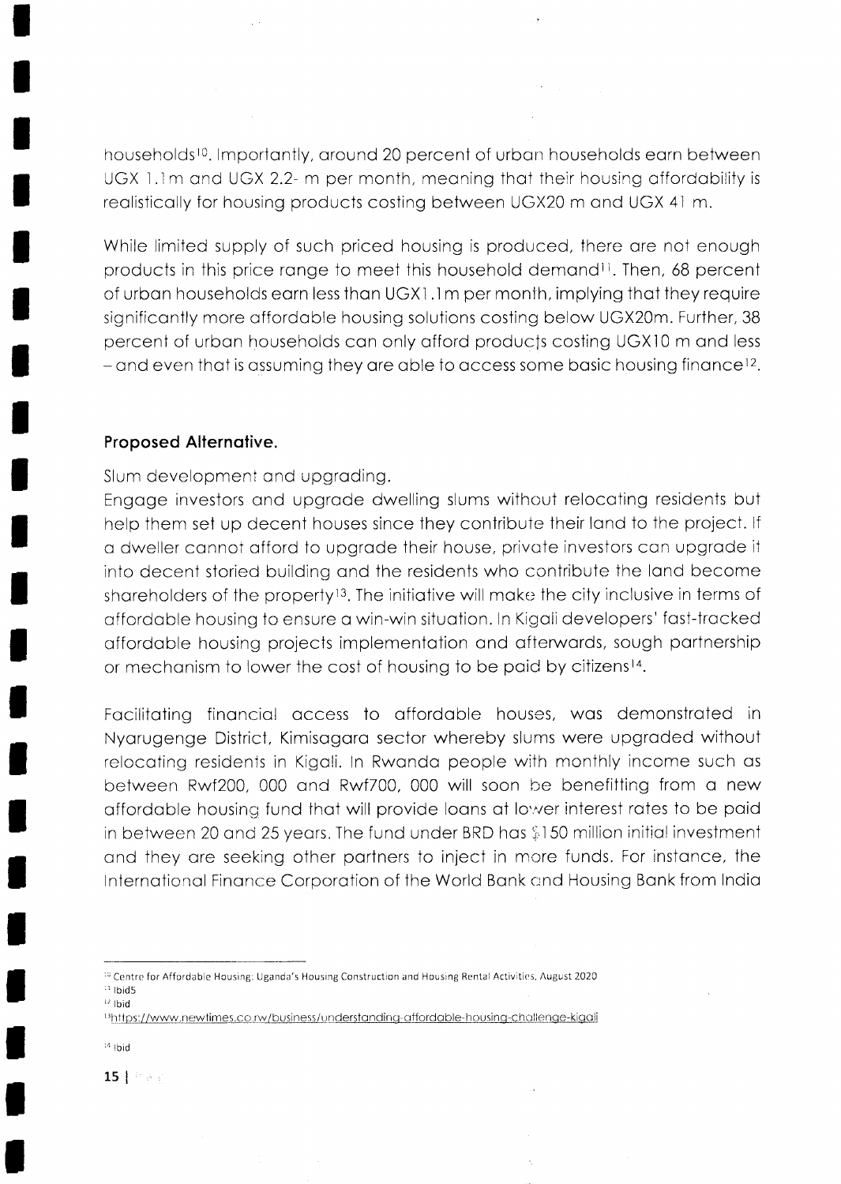households[10]. Importantly, around 20 percent of urban households earn between UGX 1.1m and UGX 2.2- m per month, meaning that their housing affordability is realistically for housing products costing between UGX20 m and UGX 41 m.

While limited supply of such priced housing is produced, there are not enough products in this price range to meet this household demand[11]. Then, 68 percent of urban households earn less than UGX1.1m per month, implying that they require significantly more affordable housing solutions costing below UGX20m. Further, 38 percent of urban households can only afford products costing UGX10 m and less – and even that is assuming they are able to access some basic housing finance[12].

### Proposed Alternative.

Slum development and upgrading.

Engage investors and upgrade dwelling slums without relocating residents but help them set up decent houses since they contribute their land to the project. If a dweller cannot afford to upgrade their house, private investors can upgrade it into decent storied building and the residents who contribute the land become shareholders of the property[13]. The initiative will make the city inclusive in terms of affordable housing to ensure a win-win situation. In Kigali developers' fast-tracked affordable housing projects implementation and afterwards, sough partnership or mechanism to lower the cost of housing to be paid by citizens[14].

Facilitating financial access to affordable houses, was demonstrated in Nyarugenge District, Kimisagara sector whereby slums were upgraded without relocating residents in Kigali. In Rwanda people with monthly income such as between Rwf200, 000 and Rwf700, 000 will soon be benefitting from a new affordable housing fund that will provide loans at lower interest rates to be paid in between 20 and 25 years. The fund under BRD has $150 million initial investment and they are seeking other partners to inject in more funds. For instance, the International Finance Corporation of the World Bank and Housing Bank from India

---

[10] Centre for Affordable Housing: Uganda's Housing Construction and Housing Rental Activities, August 2020

[11] Ibid5

[12] Ibid

[13] https://www.newtimes.co.rw/business/understanding-affordable-housing-challenge-kigali

[14] Ibid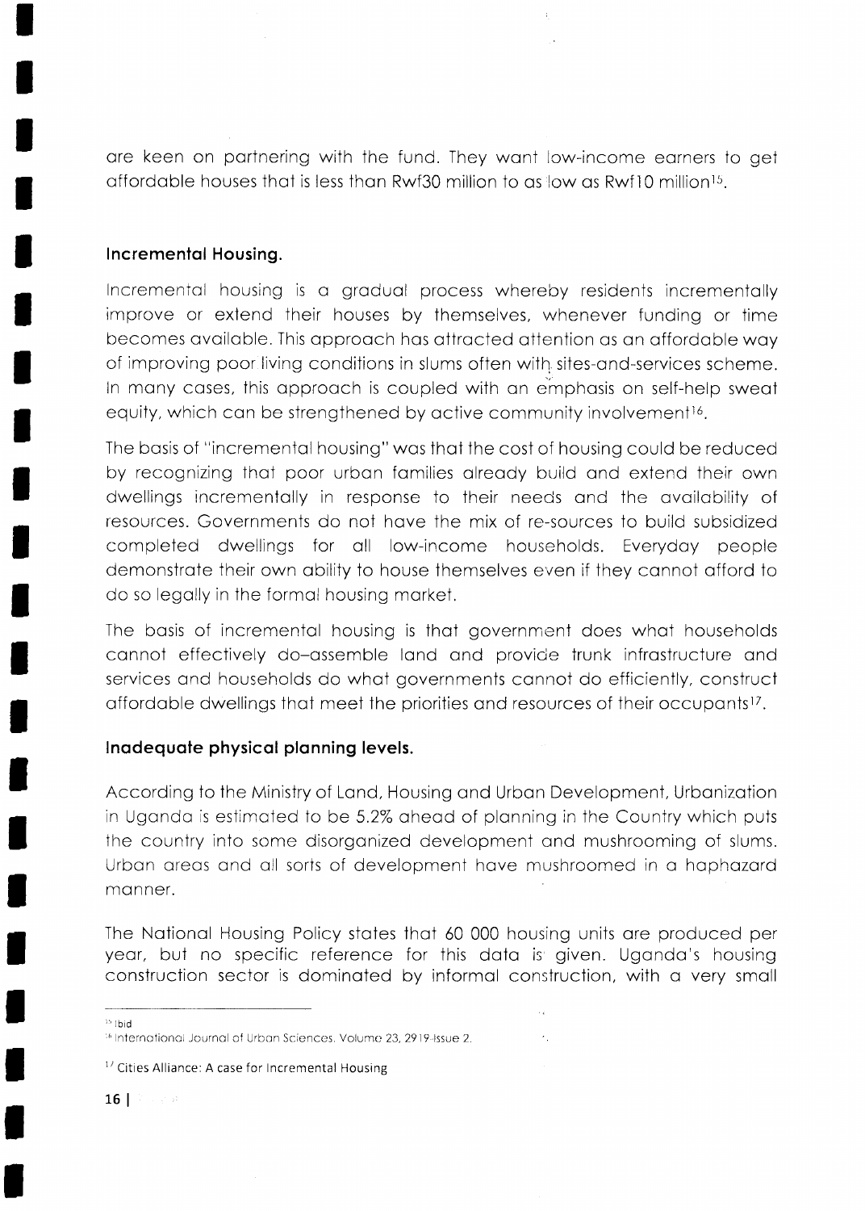are keen on partnering with the fund. They want low-income earners to get affordable houses that is less than Rwf30 million to as low as Rwf10 million[15].

### Incremental Housing.

Incremental housing is a gradual process whereby residents incrementally improve or extend their houses by themselves, whenever funding or time becomes available. This approach has attracted attention as an affordable way of improving poor living conditions in slums often with sites-and-services scheme. In many cases, this approach is coupled with an emphasis on self-help sweat equity, which can be strengthened by active community involvement[16].

The basis of "incremental housing" was that the cost of housing could be reduced by recognizing that poor urban families already build and extend their own dwellings incrementally in response to their needs and the availability of resources. Governments do not have the mix of re-sources to build subsidized completed dwellings for all low-income households. Everyday people demonstrate their own ability to house themselves even if they cannot afford to do so legally in the formal housing market.

The basis of incremental housing is that government does what households cannot effectively do–assemble land and provide trunk infrastructure and services and households do what governments cannot do efficiently, construct affordable dwellings that meet the priorities and resources of their occupants[17].

### Inadequate physical planning levels.

According to the Ministry of Land, Housing and Urban Development, Urbanization in Uganda is estimated to be 5.2% ahead of planning in the Country which puts the country into some disorganized development and mushrooming of slums. Urban areas and all sorts of development have mushroomed in a haphazard manner.

The National Housing Policy states that 60 000 housing units are produced per year, but no specific reference for this data is given. Uganda's housing construction sector is dominated by informal construction, with a very small

---

[15] Ibid

[16] International Journal of Urban Sciences. Volume 23, 2919-Issue 2.

[17] Cities Alliance: A case for Incremental Housing